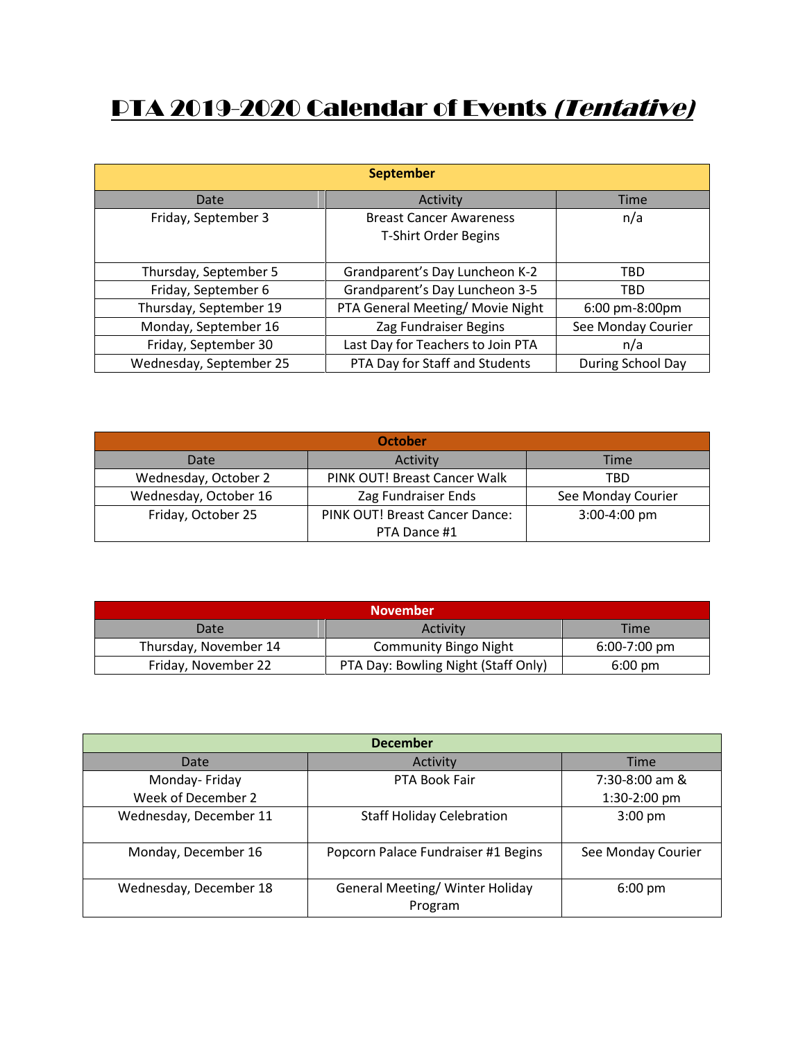# PTA 2019-2020 Calendar of Events *(Tentative)*

| September | | |
|---|---|---|
| Date | Activity | Time |
| Friday, September 3 | Breast Cancer Awareness T-Shirt Order Begins | n/a |
| Thursday, September 5 | Grandparent's Day Luncheon K-2 | TBD |
| Friday, September 6 | Grandparent's Day Luncheon 3-5 | TBD |
| Thursday, September 19 | PTA General Meeting/ Movie Night | 6:00 pm-8:00pm |
| Monday, September 16 | Zag Fundraiser Begins | See Monday Courier |
| Friday, September 30 | Last Day for Teachers to Join PTA | n/a |
| Wednesday, September 25 | PTA Day for Staff and Students | During School Day |

| October | | |
|---|---|---|
| Date | Activity | Time |
| Wednesday, October 2 | PINK OUT! Breast Cancer Walk | TBD |
| Wednesday, October 16 | Zag Fundraiser Ends | See Monday Courier |
| Friday, October 25 | PINK OUT! Breast Cancer Dance: PTA Dance #1 | 3:00-4:00 pm |

| November | | |
|---|---|---|
| Date | Activity | Time |
| Thursday, November 14 | Community Bingo Night | 6:00-7:00 pm |
| Friday, November 22 | PTA Day: Bowling Night (Staff Only) | 6:00 pm |

| December | | |
|---|---|---|
| Date | Activity | Time |
| Monday- Friday Week of December 2 | PTA Book Fair | 7:30-8:00 am & 1:30-2:00 pm |
| Wednesday, December 11 | Staff Holiday Celebration | 3:00 pm |
| Monday, December 16 | Popcorn Palace Fundraiser #1 Begins | See Monday Courier |
| Wednesday, December 18 | General Meeting/ Winter Holiday Program | 6:00 pm |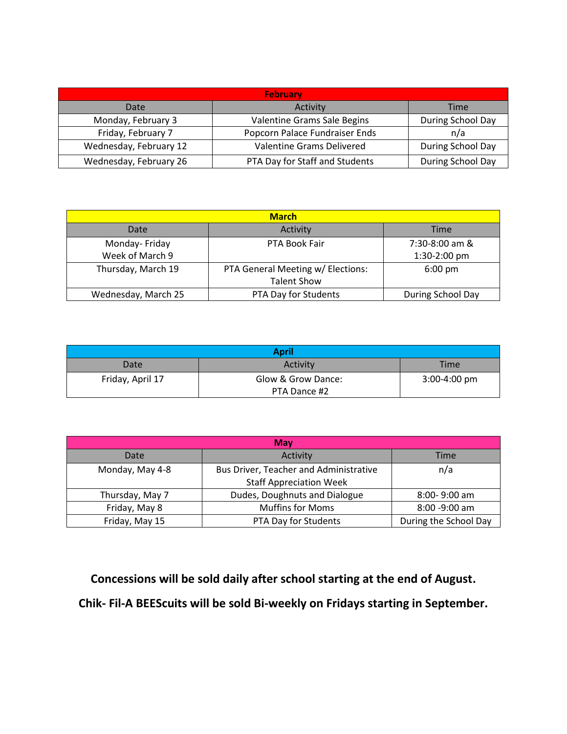| February | | |
|---|---|---|
| Date | Activity | Time |
| Monday, February 3 | Valentine Grams Sale Begins | During School Day |
| Friday, February 7 | Popcorn Palace Fundraiser Ends | n/a |
| Wednesday, February 12 | Valentine Grams Delivered | During School Day |
| Wednesday, February 26 | PTA Day for Staff and Students | During School Day |

| March | | |
|---|---|---|
| Date | Activity | Time |
| Monday- Friday Week of March 9 | PTA Book Fair | 7:30-8:00 am & 1:30-2:00 pm |
| Thursday, March 19 | PTA General Meeting w/ Elections: Talent Show | 6:00 pm |
| Wednesday, March 25 | PTA Day for Students | During School Day |

| April | | |
|---|---|---|
| Date | Activity | Time |
| Friday, April 17 | Glow & Grow Dance: PTA Dance #2 | 3:00-4:00 pm |

| May | | |
|---|---|---|
| Date | Activity | Time |
| Monday, May 4-8 | Bus Driver, Teacher and Administrative Staff Appreciation Week | n/a |
| Thursday, May 7 | Dudes, Doughnuts and Dialogue | 8:00- 9:00 am |
| Friday, May 8 | Muffins for Moms | 8:00 -9:00 am |
| Friday, May 15 | PTA Day for Students | During the School Day |

**Concessions will be sold daily after school starting at the end of August.**

**Chik- Fil-A BEEScuits will be sold Bi-weekly on Fridays starting in September.**